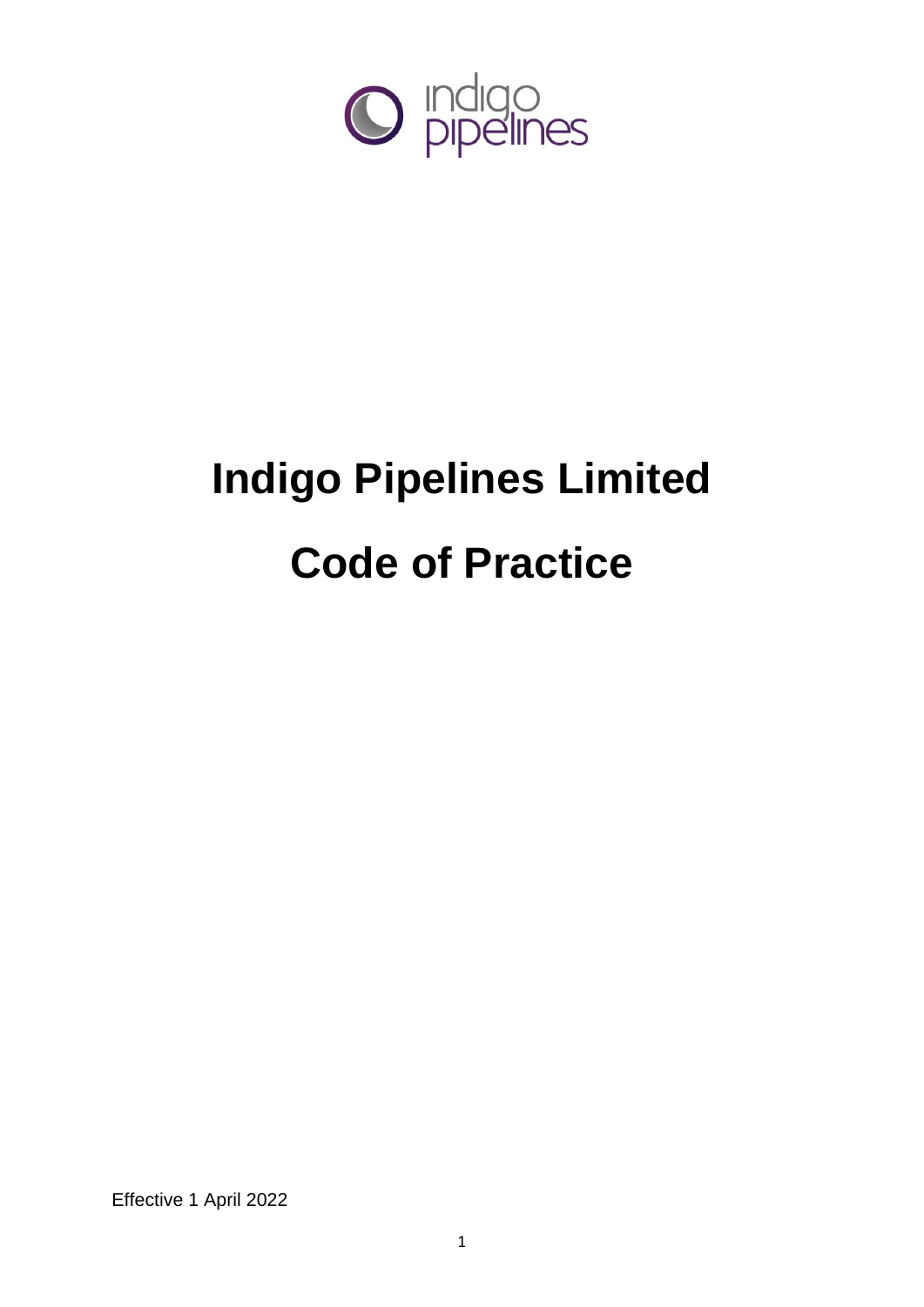# Indigo Pipelines Limited

# Code of Practice

Effective 1 April 2022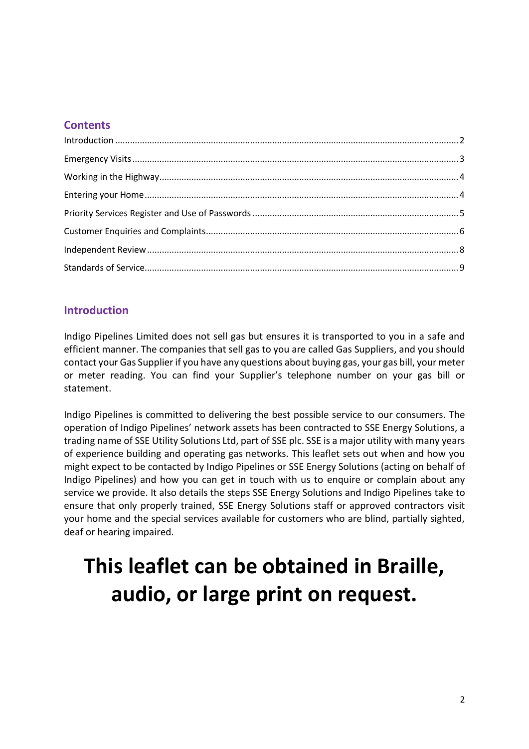## Contents

- Introduction ... 2
- Emergency Visits ... 3
- Working in the Highway ... 4
- Entering your Home ... 4
- Priority Services Register and Use of Passwords ... 5
- Customer Enquiries and Complaints ... 6
- Independent Review ... 8
- Standards of Service ... 9

## Introduction

Indigo Pipelines Limited does not sell gas but ensures it is transported to you in a safe and efficient manner. The companies that sell gas to you are called Gas Suppliers, and you should contact your Gas Supplier if you have any questions about buying gas, your gas bill, your meter or meter reading. You can find your Supplier's telephone number on your gas bill or statement.

Indigo Pipelines is committed to delivering the best possible service to our consumers. The operation of Indigo Pipelines' network assets has been contracted to SSE Energy Solutions, a trading name of SSE Utility Solutions Ltd, part of SSE plc. SSE is a major utility with many years of experience building and operating gas networks. This leaflet sets out when and how you might expect to be contacted by Indigo Pipelines or SSE Energy Solutions (acting on behalf of Indigo Pipelines) and how you can get in touch with us to enquire or complain about any service we provide. It also details the steps SSE Energy Solutions and Indigo Pipelines take to ensure that only properly trained, SSE Energy Solutions staff or approved contractors visit your home and the special services available for customers who are blind, partially sighted, deaf or hearing impaired.

**This leaflet can be obtained in Braille, audio, or large print on request.**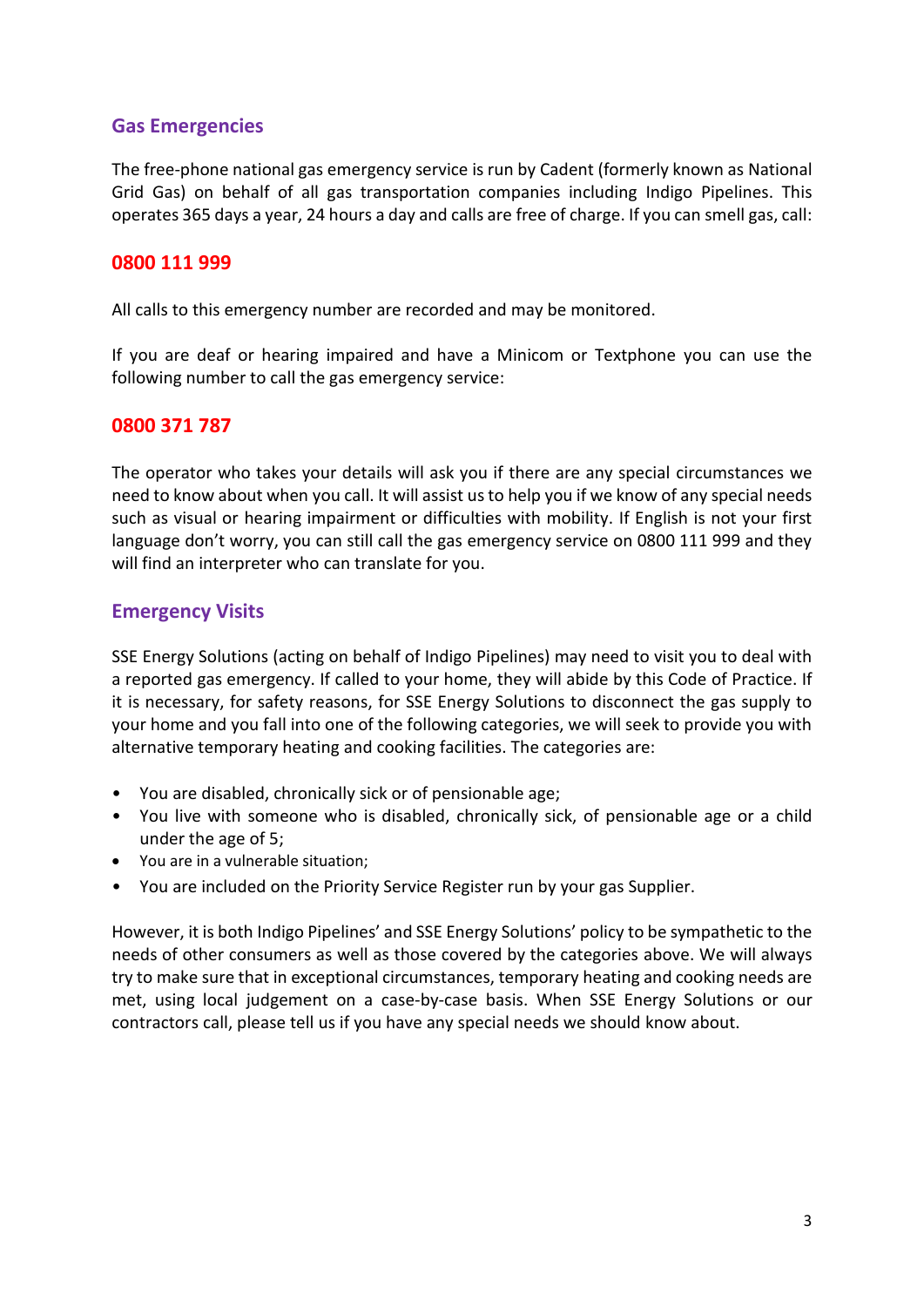## Gas Emergencies

The free-phone national gas emergency service is run by Cadent (formerly known as National Grid Gas) on behalf of all gas transportation companies including Indigo Pipelines. This operates 365 days a year, 24 hours a day and calls are free of charge. If you can smell gas, call:

**0800 111 999**

All calls to this emergency number are recorded and may be monitored.

If you are deaf or hearing impaired and have a Minicom or Textphone you can use the following number to call the gas emergency service:

**0800 371 787**

The operator who takes your details will ask you if there are any special circumstances we need to know about when you call. It will assist us to help you if we know of any special needs such as visual or hearing impairment or difficulties with mobility. If English is not your first language don't worry, you can still call the gas emergency service on 0800 111 999 and they will find an interpreter who can translate for you.

## Emergency Visits

SSE Energy Solutions (acting on behalf of Indigo Pipelines) may need to visit you to deal with a reported gas emergency. If called to your home, they will abide by this Code of Practice. If it is necessary, for safety reasons, for SSE Energy Solutions to disconnect the gas supply to your home and you fall into one of the following categories, we will seek to provide you with alternative temporary heating and cooking facilities. The categories are:

- You are disabled, chronically sick or of pensionable age;
- You live with someone who is disabled, chronically sick, of pensionable age or a child under the age of 5;
- You are in a vulnerable situation;
- You are included on the Priority Service Register run by your gas Supplier.

However, it is both Indigo Pipelines' and SSE Energy Solutions' policy to be sympathetic to the needs of other consumers as well as those covered by the categories above. We will always try to make sure that in exceptional circumstances, temporary heating and cooking needs are met, using local judgement on a case-by-case basis. When SSE Energy Solutions or our contractors call, please tell us if you have any special needs we should know about.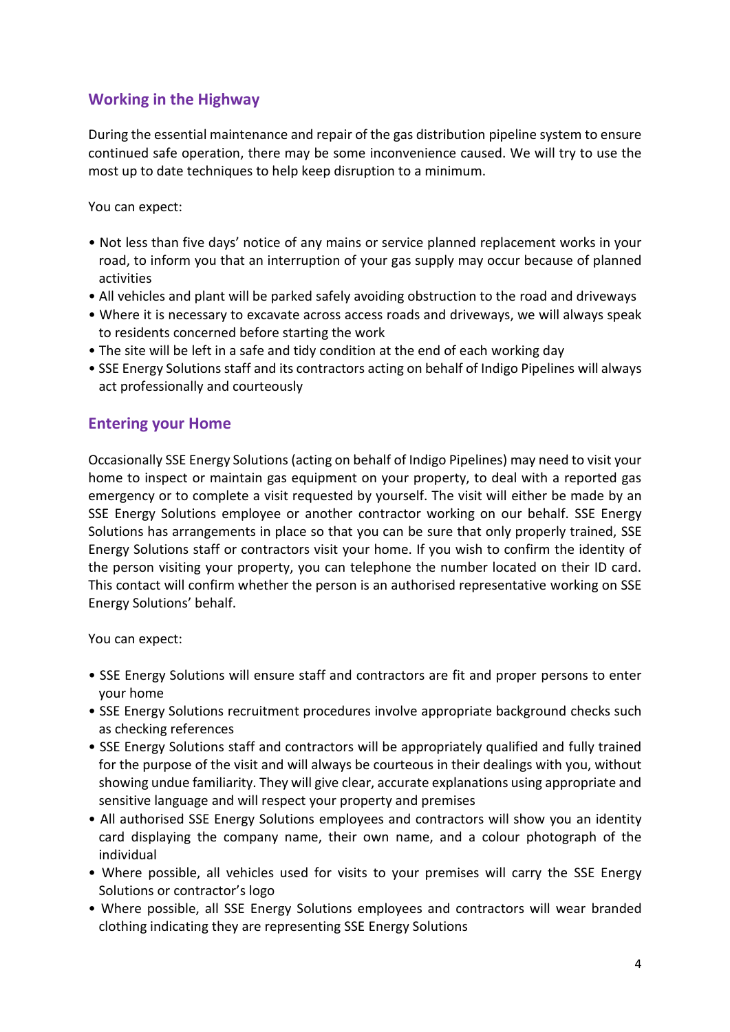## Working in the Highway

During the essential maintenance and repair of the gas distribution pipeline system to ensure continued safe operation, there may be some inconvenience caused. We will try to use the most up to date techniques to help keep disruption to a minimum.

You can expect:

- Not less than five days' notice of any mains or service planned replacement works in your road, to inform you that an interruption of your gas supply may occur because of planned activities
- All vehicles and plant will be parked safely avoiding obstruction to the road and driveways
- Where it is necessary to excavate across access roads and driveways, we will always speak to residents concerned before starting the work
- The site will be left in a safe and tidy condition at the end of each working day
- SSE Energy Solutions staff and its contractors acting on behalf of Indigo Pipelines will always act professionally and courteously

## Entering your Home

Occasionally SSE Energy Solutions (acting on behalf of Indigo Pipelines) may need to visit your home to inspect or maintain gas equipment on your property, to deal with a reported gas emergency or to complete a visit requested by yourself. The visit will either be made by an SSE Energy Solutions employee or another contractor working on our behalf. SSE Energy Solutions has arrangements in place so that you can be sure that only properly trained, SSE Energy Solutions staff or contractors visit your home. If you wish to confirm the identity of the person visiting your property, you can telephone the number located on their ID card. This contact will confirm whether the person is an authorised representative working on SSE Energy Solutions' behalf.

You can expect:

- SSE Energy Solutions will ensure staff and contractors are fit and proper persons to enter your home
- SSE Energy Solutions recruitment procedures involve appropriate background checks such as checking references
- SSE Energy Solutions staff and contractors will be appropriately qualified and fully trained for the purpose of the visit and will always be courteous in their dealings with you, without showing undue familiarity. They will give clear, accurate explanations using appropriate and sensitive language and will respect your property and premises
- All authorised SSE Energy Solutions employees and contractors will show you an identity card displaying the company name, their own name, and a colour photograph of the individual
- Where possible, all vehicles used for visits to your premises will carry the SSE Energy Solutions or contractor's logo
- Where possible, all SSE Energy Solutions employees and contractors will wear branded clothing indicating they are representing SSE Energy Solutions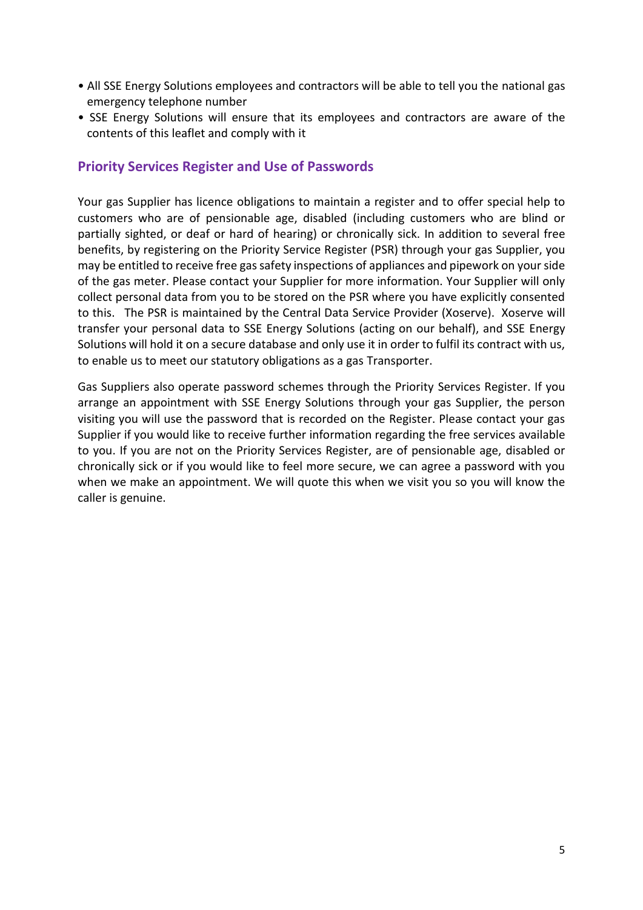- All SSE Energy Solutions employees and contractors will be able to tell you the national gas emergency telephone number
- SSE Energy Solutions will ensure that its employees and contractors are aware of the contents of this leaflet and comply with it

## Priority Services Register and Use of Passwords

Your gas Supplier has licence obligations to maintain a register and to offer special help to customers who are of pensionable age, disabled (including customers who are blind or partially sighted, or deaf or hard of hearing) or chronically sick. In addition to several free benefits, by registering on the Priority Service Register (PSR) through your gas Supplier, you may be entitled to receive free gas safety inspections of appliances and pipework on your side of the gas meter. Please contact your Supplier for more information. Your Supplier will only collect personal data from you to be stored on the PSR where you have explicitly consented to this. The PSR is maintained by the Central Data Service Provider (Xoserve). Xoserve will transfer your personal data to SSE Energy Solutions (acting on our behalf), and SSE Energy Solutions will hold it on a secure database and only use it in order to fulfil its contract with us, to enable us to meet our statutory obligations as a gas Transporter.

Gas Suppliers also operate password schemes through the Priority Services Register. If you arrange an appointment with SSE Energy Solutions through your gas Supplier, the person visiting you will use the password that is recorded on the Register. Please contact your gas Supplier if you would like to receive further information regarding the free services available to you. If you are not on the Priority Services Register, are of pensionable age, disabled or chronically sick or if you would like to feel more secure, we can agree a password with you when we make an appointment. We will quote this when we visit you so you will know the caller is genuine.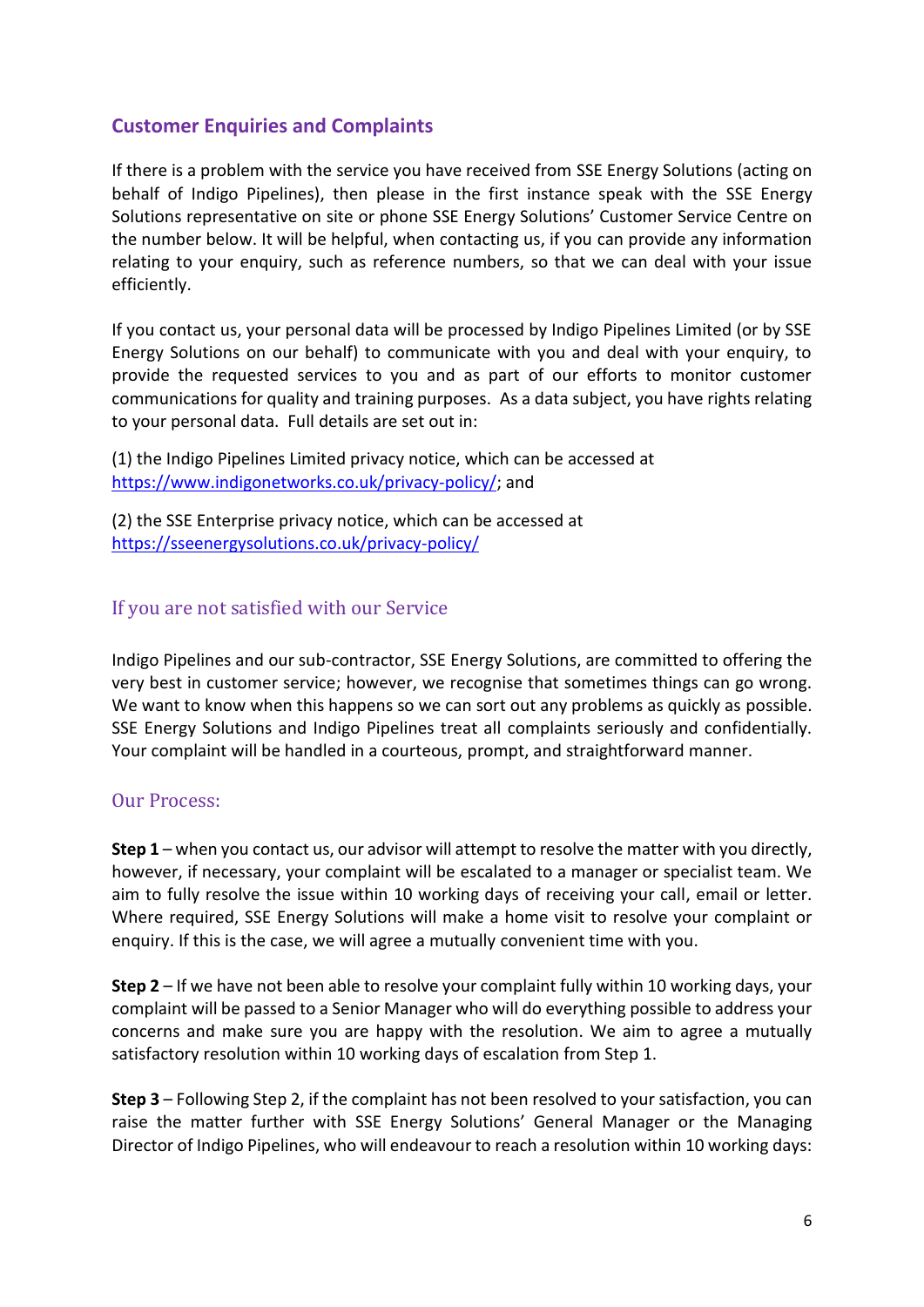## Customer Enquiries and Complaints

If there is a problem with the service you have received from SSE Energy Solutions (acting on behalf of Indigo Pipelines), then please in the first instance speak with the SSE Energy Solutions representative on site or phone SSE Energy Solutions' Customer Service Centre on the number below. It will be helpful, when contacting us, if you can provide any information relating to your enquiry, such as reference numbers, so that we can deal with your issue efficiently.

If you contact us, your personal data will be processed by Indigo Pipelines Limited (or by SSE Energy Solutions on our behalf) to communicate with you and deal with your enquiry, to provide the requested services to you and as part of our efforts to monitor customer communications for quality and training purposes. As a data subject, you have rights relating to your personal data. Full details are set out in:

(1) the Indigo Pipelines Limited privacy notice, which can be accessed at https://www.indigonetworks.co.uk/privacy-policy/; and

(2) the SSE Enterprise privacy notice, which can be accessed at https://sseenergysolutions.co.uk/privacy-policy/

### If you are not satisfied with our Service

Indigo Pipelines and our sub-contractor, SSE Energy Solutions, are committed to offering the very best in customer service; however, we recognise that sometimes things can go wrong. We want to know when this happens so we can sort out any problems as quickly as possible. SSE Energy Solutions and Indigo Pipelines treat all complaints seriously and confidentially. Your complaint will be handled in a courteous, prompt, and straightforward manner.

### Our Process:

**Step 1** – when you contact us, our advisor will attempt to resolve the matter with you directly, however, if necessary, your complaint will be escalated to a manager or specialist team. We aim to fully resolve the issue within 10 working days of receiving your call, email or letter. Where required, SSE Energy Solutions will make a home visit to resolve your complaint or enquiry. If this is the case, we will agree a mutually convenient time with you.

**Step 2** – If we have not been able to resolve your complaint fully within 10 working days, your complaint will be passed to a Senior Manager who will do everything possible to address your concerns and make sure you are happy with the resolution. We aim to agree a mutually satisfactory resolution within 10 working days of escalation from Step 1.

**Step 3** – Following Step 2, if the complaint has not been resolved to your satisfaction, you can raise the matter further with SSE Energy Solutions' General Manager or the Managing Director of Indigo Pipelines, who will endeavour to reach a resolution within 10 working days: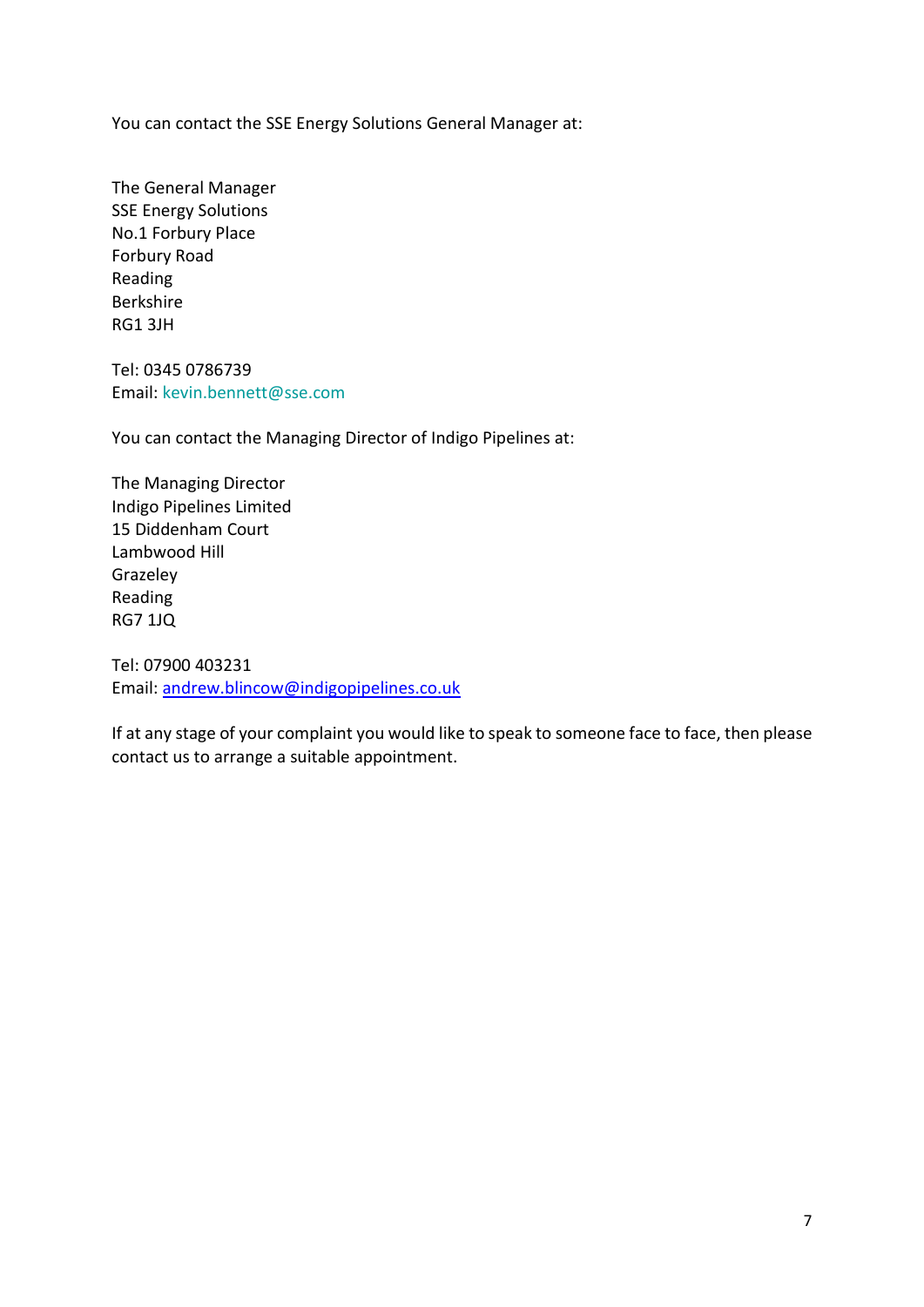You can contact the SSE Energy Solutions General Manager at:

The General Manager  
SSE Energy Solutions  
No.1 Forbury Place  
Forbury Road  
Reading  
Berkshire  
RG1 3JH

Tel: 0345 0786739  
Email: kevin.bennett@sse.com

You can contact the Managing Director of Indigo Pipelines at:

The Managing Director  
Indigo Pipelines Limited  
15 Diddenham Court  
Lambwood Hill  
Grazeley  
Reading  
RG7 1JQ

Tel: 07900 403231  
Email: andrew.blincow@indigopipelines.co.uk

If at any stage of your complaint you would like to speak to someone face to face, then please contact us to arrange a suitable appointment.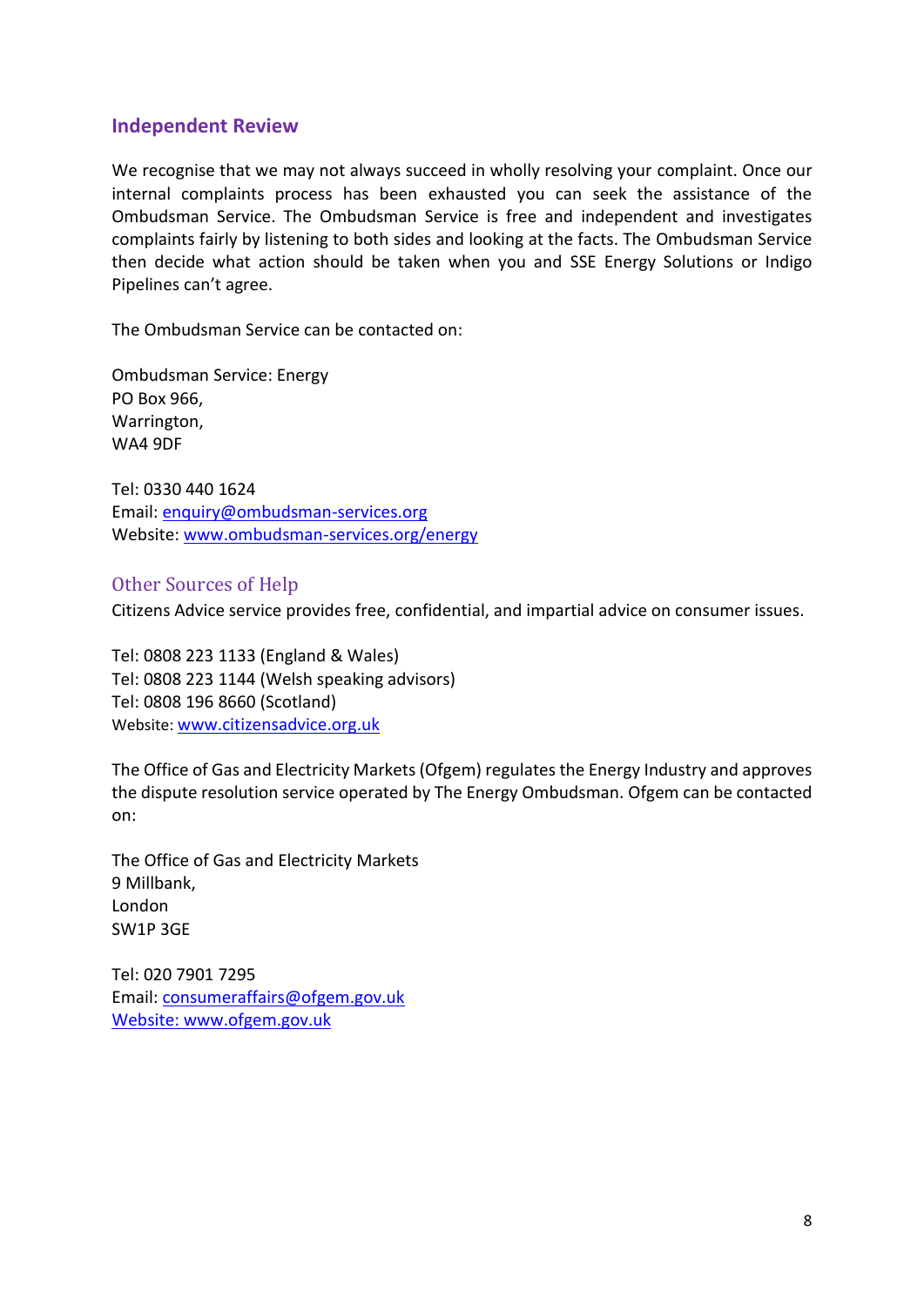## Independent Review

We recognise that we may not always succeed in wholly resolving your complaint. Once our internal complaints process has been exhausted you can seek the assistance of the Ombudsman Service. The Ombudsman Service is free and independent and investigates complaints fairly by listening to both sides and looking at the facts. The Ombudsman Service then decide what action should be taken when you and SSE Energy Solutions or Indigo Pipelines can't agree.

The Ombudsman Service can be contacted on:

Ombudsman Service: Energy
PO Box 966,
Warrington,
WA4 9DF

Tel: 0330 440 1624
Email: enquiry@ombudsman-services.org
Website: www.ombudsman-services.org/energy

## Other Sources of Help

Citizens Advice service provides free, confidential, and impartial advice on consumer issues.

Tel: 0808 223 1133 (England & Wales)
Tel: 0808 223 1144 (Welsh speaking advisors)
Tel: 0808 196 8660 (Scotland)
Website: www.citizensadvice.org.uk

The Office of Gas and Electricity Markets (Ofgem) regulates the Energy Industry and approves the dispute resolution service operated by The Energy Ombudsman. Ofgem can be contacted on:

The Office of Gas and Electricity Markets
9 Millbank,
London
SW1P 3GE

Tel: 020 7901 7295
Email: consumeraffairs@ofgem.gov.uk
Website: www.ofgem.gov.uk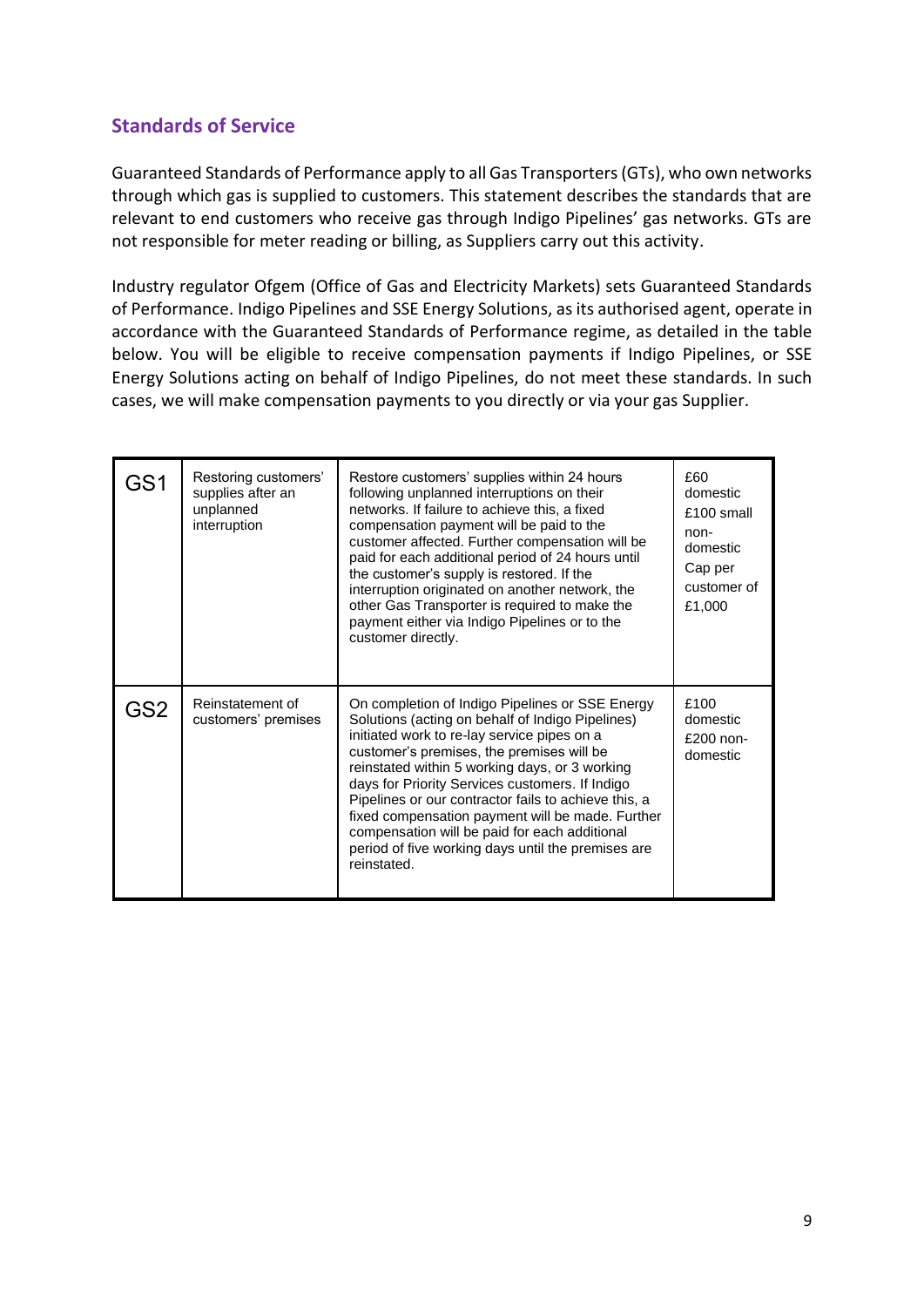## Standards of Service

Guaranteed Standards of Performance apply to all Gas Transporters (GTs), who own networks through which gas is supplied to customers. This statement describes the standards that are relevant to end customers who receive gas through Indigo Pipelines' gas networks. GTs are not responsible for meter reading or billing, as Suppliers carry out this activity.

Industry regulator Ofgem (Office of Gas and Electricity Markets) sets Guaranteed Standards of Performance. Indigo Pipelines and SSE Energy Solutions, as its authorised agent, operate in accordance with the Guaranteed Standards of Performance regime, as detailed in the table below. You will be eligible to receive compensation payments if Indigo Pipelines, or SSE Energy Solutions acting on behalf of Indigo Pipelines, do not meet these standards. In such cases, we will make compensation payments to you directly or via your gas Supplier.

| | | | |
|---|---|---|---|
| GS1 | Restoring customers' supplies after an unplanned interruption | Restore customers' supplies within 24 hours following unplanned interruptions on their networks. If failure to achieve this, a fixed compensation payment will be paid to the customer affected. Further compensation will be paid for each additional period of 24 hours until the customer's supply is restored. If the interruption originated on another network, the other Gas Transporter is required to make the payment either via Indigo Pipelines or to the customer directly. | £60 domestic<br>£100 small non-domestic<br>Cap per customer of £1,000 |
| GS2 | Reinstatement of customers' premises | On completion of Indigo Pipelines or SSE Energy Solutions (acting on behalf of Indigo Pipelines) initiated work to re-lay service pipes on a customer's premises, the premises will be reinstated within 5 working days, or 3 working days for Priority Services customers. If Indigo Pipelines or our contractor fails to achieve this, a fixed compensation payment will be made. Further compensation will be paid for each additional period of five working days until the premises are reinstated. | £100 domestic<br>£200 non-domestic |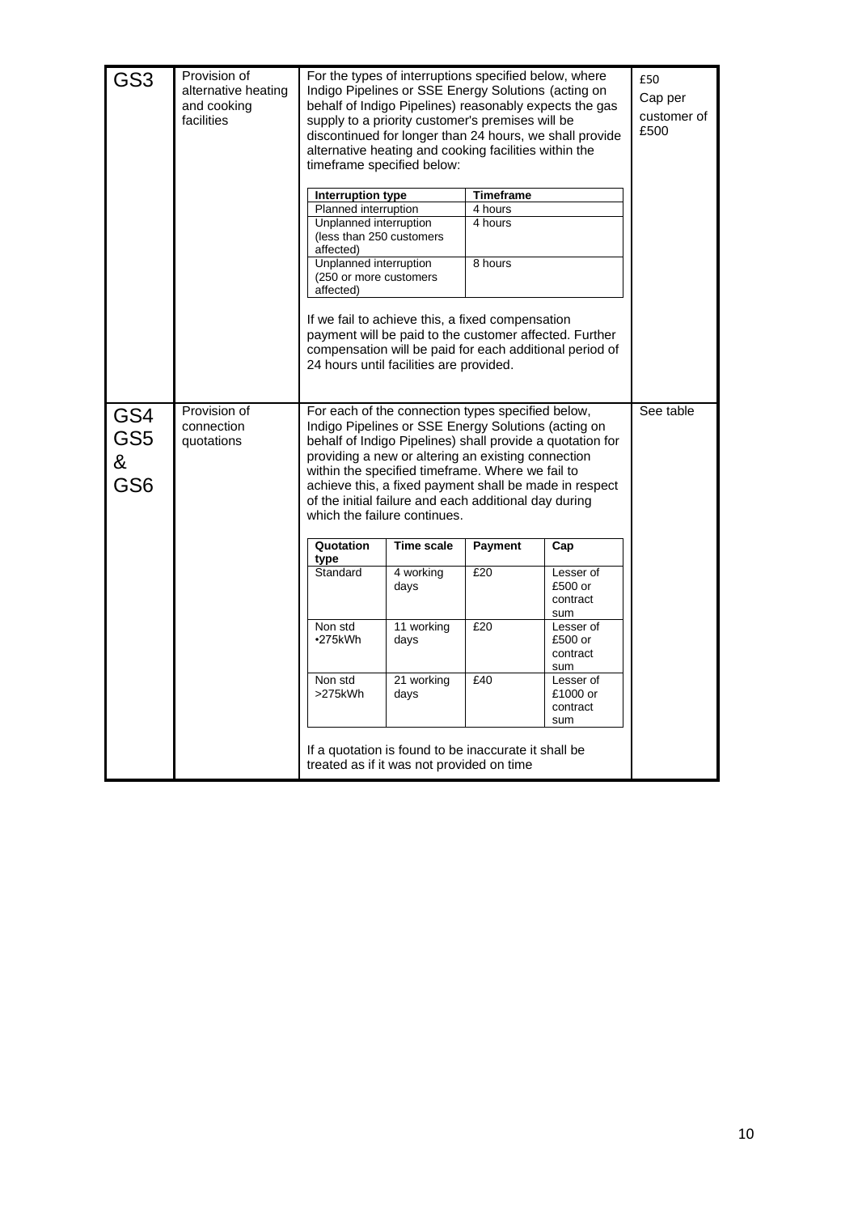| | | | |
|---|---|---|---|
| GS3 | Provision of alternative heating and cooking facilities | For the types of interruptions specified below, where Indigo Pipelines or SSE Energy Solutions (acting on behalf of Indigo Pipelines) reasonably expects the gas supply to a priority customer's premises will be discontinued for longer than 24 hours, we shall provide alternative heating and cooking facilities within the timeframe specified below: | £50<br>Cap per customer of £500 |

| Interruption type | Timeframe |
|---|---|
| Planned interruption | 4 hours |
| Unplanned interruption (less than 250 customers affected) | 4 hours |
| Unplanned interruption (250 or more customers affected) | 8 hours |

If we fail to achieve this, a fixed compensation payment will be paid to the customer affected. Further compensation will be paid for each additional period of 24 hours until facilities are provided.

| | | | |
|---|---|---|---|
| GS4 GS5 & GS6 | Provision of connection quotations | For each of the connection types specified below, Indigo Pipelines or SSE Energy Solutions (acting on behalf of Indigo Pipelines) shall provide a quotation for providing a new or altering an existing connection within the specified timeframe. Where we fail to achieve this, a fixed payment shall be made in respect of the initial failure and each additional day during which the failure continues. | See table |

| Quotation type | Time scale | Payment | Cap |
|---|---|---|---|
| Standard | 4 working days | £20 | Lesser of £500 or contract sum |
| Non std •275kWh | 11 working days | £20 | Lesser of £500 or contract sum |
| Non std >275kWh | 21 working days | £40 | Lesser of £1000 or contract sum |

If a quotation is found to be inaccurate it shall be treated as if it was not provided on time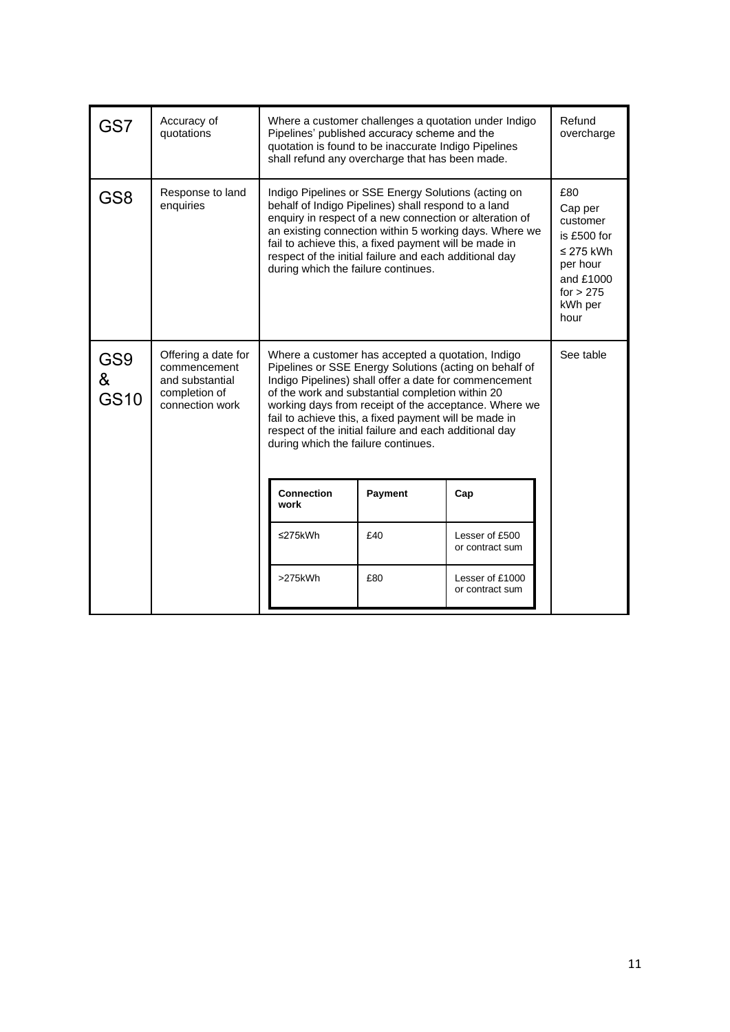| | | | |
|---|---|---|---|
| GS7 | Accuracy of quotations | Where a customer challenges a quotation under Indigo Pipelines' published accuracy scheme and the quotation is found to be inaccurate Indigo Pipelines shall refund any overcharge that has been made. | Refund overcharge |
| GS8 | Response to land enquiries | Indigo Pipelines or SSE Energy Solutions (acting on behalf of Indigo Pipelines) shall respond to a land enquiry in respect of a new connection or alteration of an existing connection within 5 working days. Where we fail to achieve this, a fixed payment will be made in respect of the initial failure and each additional day during which the failure continues. | £80 Cap per customer is £500 for ≤ 275 kWh per hour and £1000 for > 275 kWh per hour |
| GS9 & GS10 | Offering a date for commencement and substantial completion of connection work | Where a customer has accepted a quotation, Indigo Pipelines or SSE Energy Solutions (acting on behalf of Indigo Pipelines) shall offer a date for commencement of the work and substantial completion within 20 working days from receipt of the acceptance. Where we fail to achieve this, a fixed payment will be made in respect of the initial failure and each additional day during which the failure continues. | See table |

| Connection work | Payment | Cap |
|---|---|---|
| ≤275kWh | £40 | Lesser of £500 or contract sum |
| >275kWh | £80 | Lesser of £1000 or contract sum |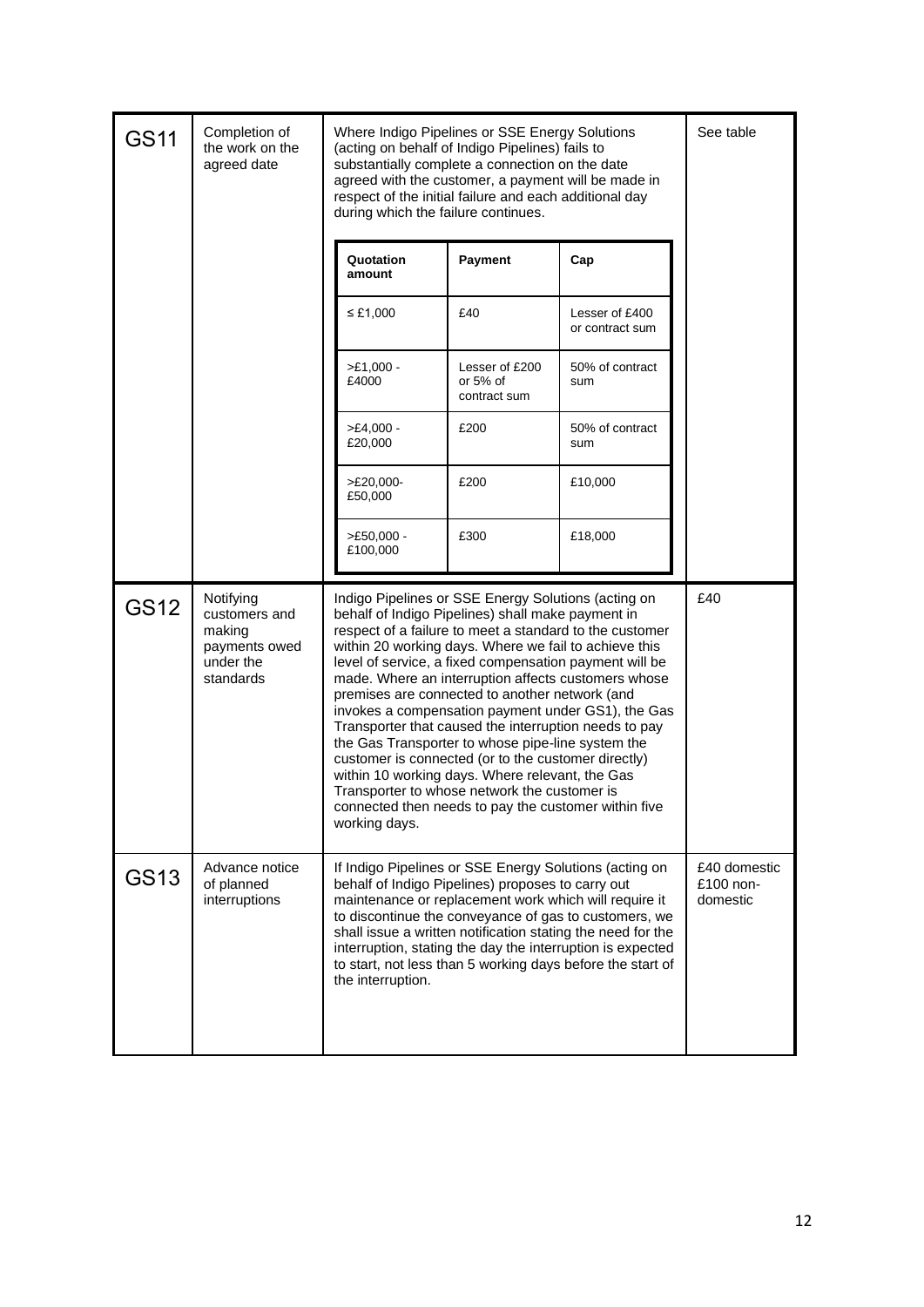| | | | |
|---|---|---|---|
| GS11 | Completion of the work on the agreed date | Where Indigo Pipelines or SSE Energy Solutions (acting on behalf of Indigo Pipelines) fails to substantially complete a connection on the date agreed with the customer, a payment will be made in respect of the initial failure and each additional day during which the failure continues. | See table |
| GS12 | Notifying customers and making payments owed under the standards | Indigo Pipelines or SSE Energy Solutions (acting on behalf of Indigo Pipelines) shall make payment in respect of a failure to meet a standard to the customer within 20 working days. Where we fail to achieve this level of service, a fixed compensation payment will be made. Where an interruption affects customers whose premises are connected to another network (and invokes a compensation payment under GS1), the Gas Transporter that caused the interruption needs to pay the Gas Transporter to whose pipe-line system the customer is connected (or to the customer directly) within 10 working days. Where relevant, the Gas Transporter to whose network the customer is connected then needs to pay the customer within five working days. | £40 |
| GS13 | Advance notice of planned interruptions | If Indigo Pipelines or SSE Energy Solutions (acting on behalf of Indigo Pipelines) proposes to carry out maintenance or replacement work which will require it to discontinue the conveyance of gas to customers, we shall issue a written notification stating the need for the interruption, stating the day the interruption is expected to start, not less than 5 working days before the start of the interruption. | £40 domestic £100 non-domestic |

GS11 table:

| Quotation amount | Payment | Cap |
|---|---|---|
| ≤ £1,000 | £40 | Lesser of £400 or contract sum |
| >£1,000 - £4000 | Lesser of £200 or 5% of contract sum | 50% of contract sum |
| >£4,000 - £20,000 | £200 | 50% of contract sum |
| >£20,000- £50,000 | £200 | £10,000 |
| >£50,000 - £100,000 | £300 | £18,000 |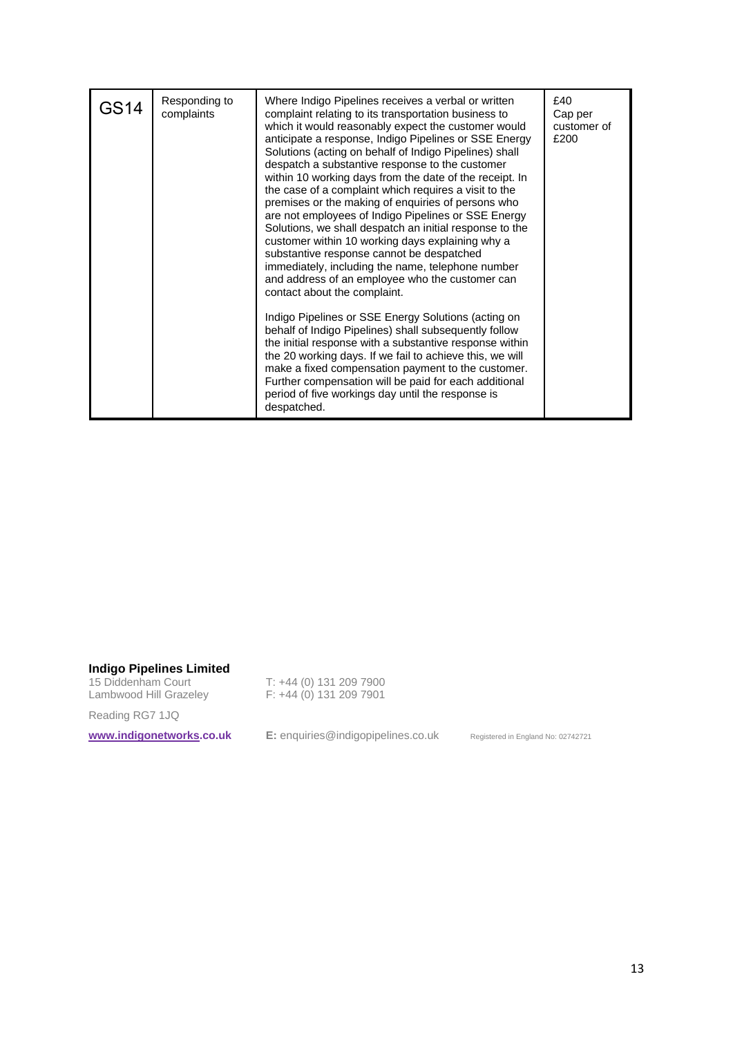| | | | |
|---|---|---|---|
| GS14 | Responding to complaints | Where Indigo Pipelines receives a verbal or written complaint relating to its transportation business to which it would reasonably expect the customer would anticipate a response, Indigo Pipelines or SSE Energy Solutions (acting on behalf of Indigo Pipelines) shall despatch a substantive response to the customer within 10 working days from the date of the receipt. In the case of a complaint which requires a visit to the premises or the making of enquiries of persons who are not employees of Indigo Pipelines or SSE Energy Solutions, we shall despatch an initial response to the customer within 10 working days explaining why a substantive response cannot be despatched immediately, including the name, telephone number and address of an employee who the customer can contact about the complaint.<br><br>Indigo Pipelines or SSE Energy Solutions (acting on behalf of Indigo Pipelines) shall subsequently follow the initial response with a substantive response within the 20 working days. If we fail to achieve this, we will make a fixed compensation payment to the customer. Further compensation will be paid for each additional period of five workings day until the response is despatched. | £40<br>Cap per customer of £200 |

**Indigo Pipelines Limited**
15 Diddenham Court
Lambwood Hill Grazeley
Reading RG7 1JQ

T: +44 (0) 131 209 7900
F: +44 (0) 131 209 7901

**www.indigonetworks.co.uk**

**E:** enquiries@indigopipelines.co.uk

Registered in England No: 02742721